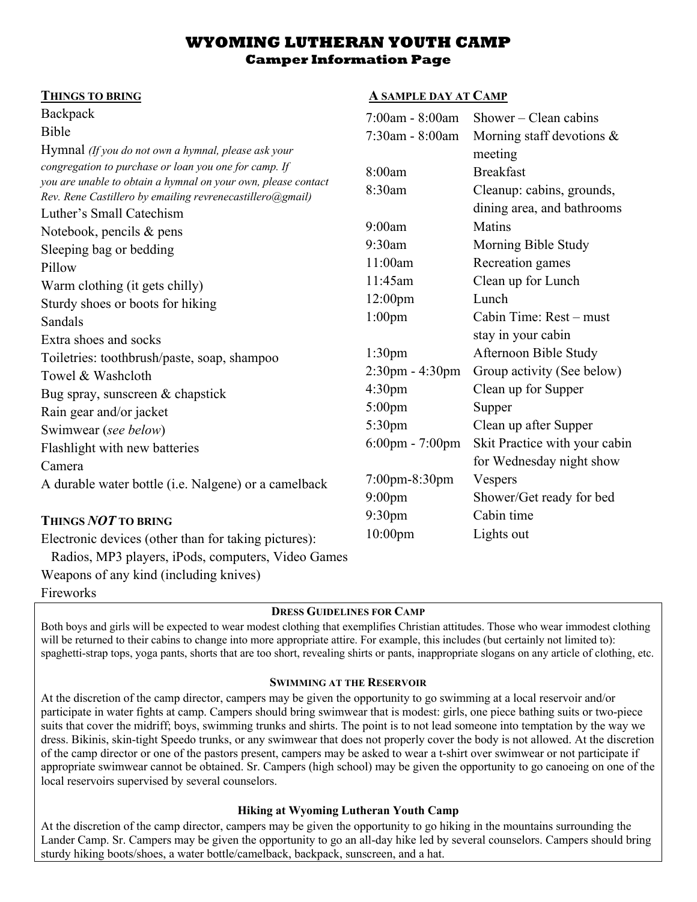# WYOMING LUTHERAN YOUTH CAMP

## Camper Information Page

### THINGS TO BRING

Backpack
Bible
Hymnal *(If you do not own a hymnal, please ask your congregation to purchase or loan you one for camp. If you are unable to obtain a hymnal on your own, please contact Rev. Rene Castillero by emailing revrenecastillero@gmail)*
Luther's Small Catechism
Notebook, pencils & pens
Sleeping bag or bedding
Pillow
Warm clothing (it gets chilly)
Sturdy shoes or boots for hiking
Sandals
Extra shoes and socks
Toiletries: toothbrush/paste, soap, shampoo
Towel & Washcloth
Bug spray, sunscreen & chapstick
Rain gear and/or jacket
Swimwear (*see below*)
Flashlight with new batteries
Camera
A durable water bottle (i.e. Nalgene) or a camelback

### THINGS *NOT* TO BRING

Electronic devices (other than for taking pictures):
Radios, MP3 players, iPods, computers, Video Games
Weapons of any kind (including knives)
Fireworks

### A SAMPLE DAY AT CAMP

| Time | Activity |
|---|---|
| 7:00am - 8:00am | Shower – Clean cabins |
| 7:30am - 8:00am | Morning staff devotions & meeting |
| 8:00am | Breakfast |
| 8:30am | Cleanup: cabins, grounds, dining area, and bathrooms |
| 9:00am | Matins |
| 9:30am | Morning Bible Study |
| 11:00am | Recreation games |
| 11:45am | Clean up for Lunch |
| 12:00pm | Lunch |
| 1:00pm | Cabin Time: Rest – must stay in your cabin |
| 1:30pm | Afternoon Bible Study |
| 2:30pm - 4:30pm | Group activity (See below) |
| 4:30pm | Clean up for Supper |
| 5:00pm | Supper |
| 5:30pm | Clean up after Supper |
| 6:00pm - 7:00pm | Skit Practice with your cabin for Wednesday night show |
| 7:00pm-8:30pm | Vespers |
| 9:00pm | Shower/Get ready for bed |
| 9:30pm | Cabin time |
| 10:00pm | Lights out |

### DRESS GUIDELINES FOR CAMP

Both boys and girls will be expected to wear modest clothing that exemplifies Christian attitudes. Those who wear immodest clothing will be returned to their cabins to change into more appropriate attire. For example, this includes (but certainly not limited to): spaghetti-strap tops, yoga pants, shorts that are too short, revealing shirts or pants, inappropriate slogans on any article of clothing, etc.

### SWIMMING AT THE RESERVOIR

At the discretion of the camp director, campers may be given the opportunity to go swimming at a local reservoir and/or participate in water fights at camp. Campers should bring swimwear that is modest: girls, one piece bathing suits or two-piece suits that cover the midriff; boys, swimming trunks and shirts. The point is to not lead someone into temptation by the way we dress. Bikinis, skin-tight Speedo trunks, or any swimwear that does not properly cover the body is not allowed. At the discretion of the camp director or one of the pastors present, campers may be asked to wear a t-shirt over swimwear or not participate if appropriate swimwear cannot be obtained. Sr. Campers (high school) may be given the opportunity to go canoeing on one of the local reservoirs supervised by several counselors.

### Hiking at Wyoming Lutheran Youth Camp

At the discretion of the camp director, campers may be given the opportunity to go hiking in the mountains surrounding the Lander Camp. Sr. Campers may be given the opportunity to go an all-day hike led by several counselors. Campers should bring sturdy hiking boots/shoes, a water bottle/camelback, backpack, sunscreen, and a hat.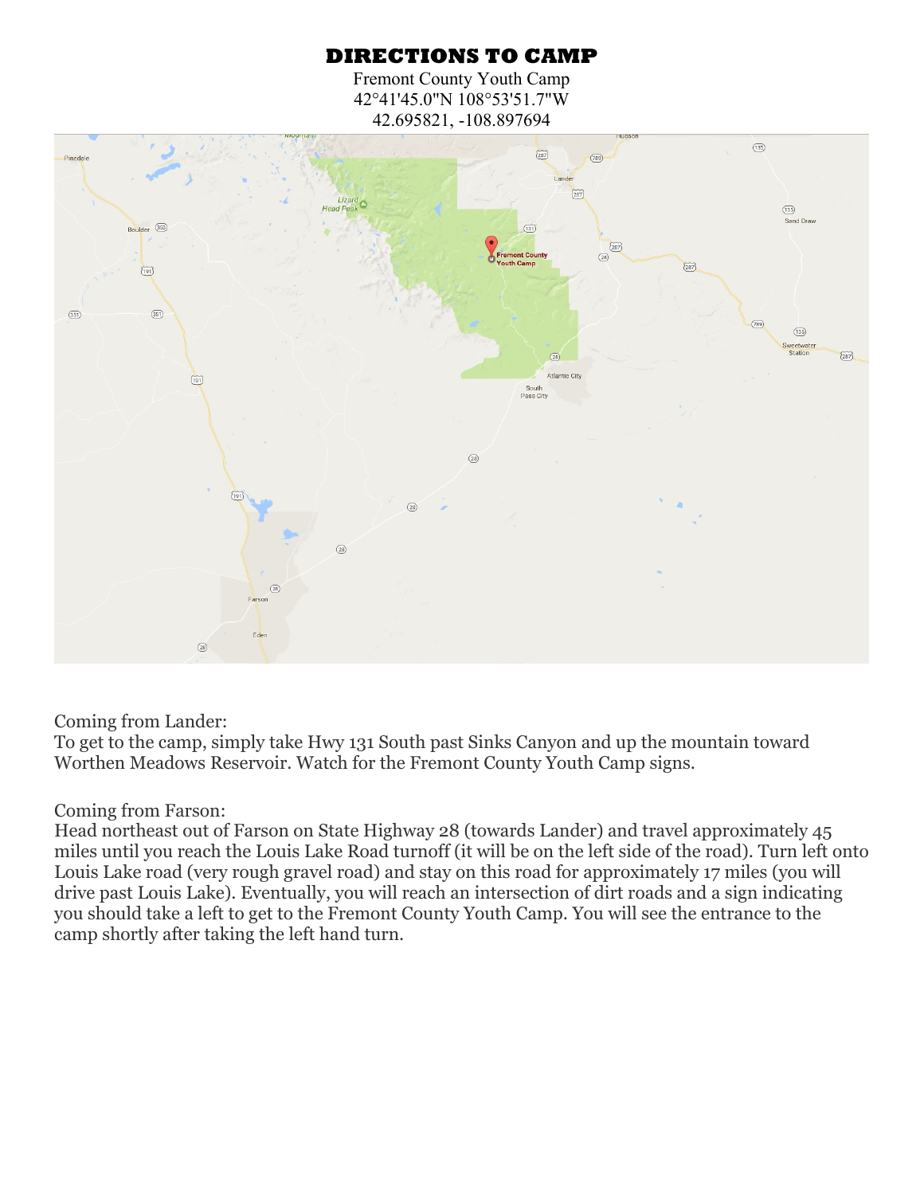# DIRECTIONS TO CAMP

Fremont County Youth Camp
42°41'45.0"N 108°53'51.7"W
42.695821, -108.897694

Coming from Lander:
To get to the camp, simply take Hwy 131 South past Sinks Canyon and up the mountain toward Worthen Meadows Reservoir. Watch for the Fremont County Youth Camp signs.

Coming from Farson:
Head northeast out of Farson on State Highway 28 (towards Lander) and travel approximately 45 miles until you reach the Louis Lake Road turnoff (it will be on the left side of the road). Turn left onto Louis Lake road (very rough gravel road) and stay on this road for approximately 17 miles (you will drive past Louis Lake). Eventually, you will reach an intersection of dirt roads and a sign indicating you should take a left to get to the Fremont County Youth Camp. You will see the entrance to the camp shortly after taking the left hand turn.